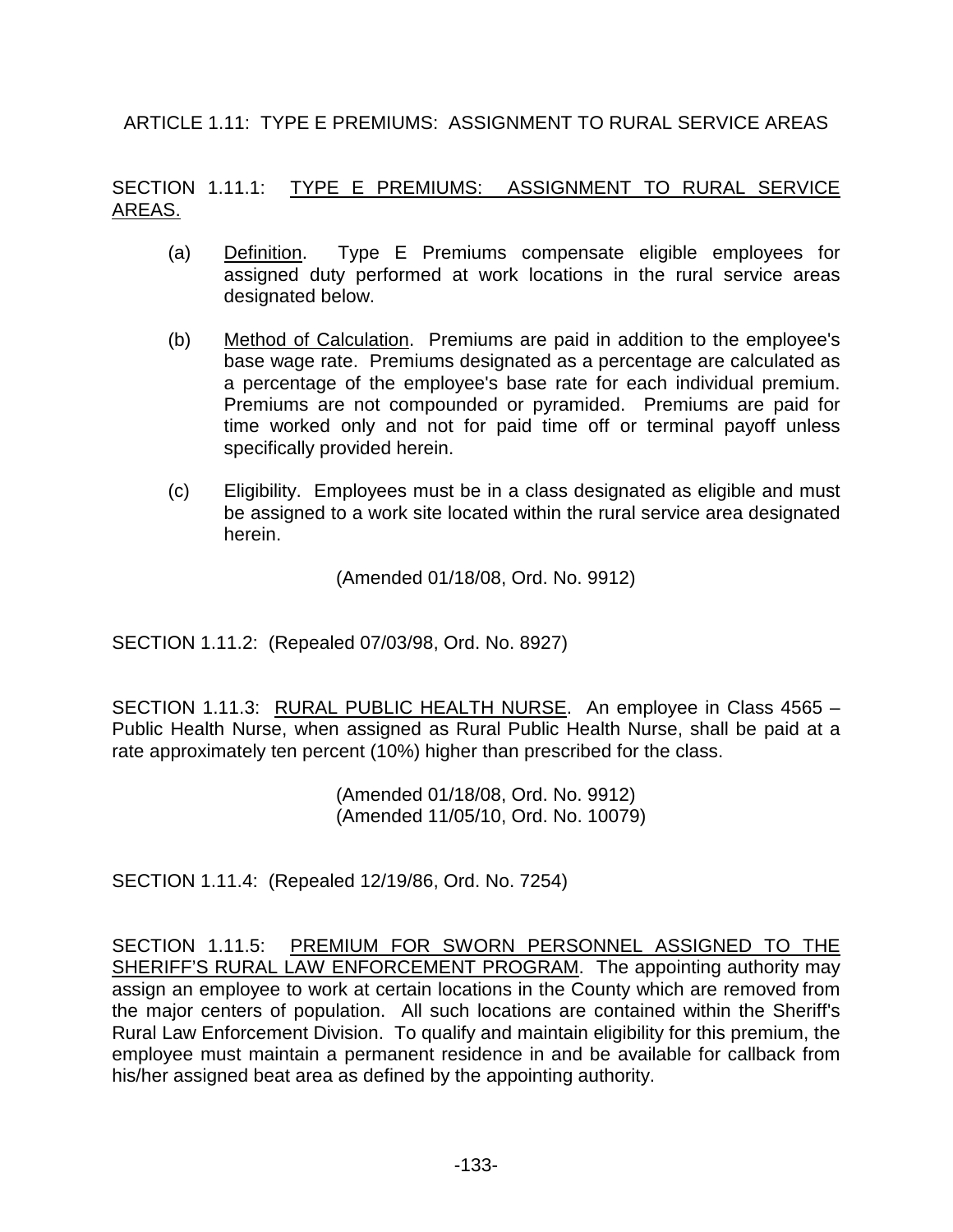## ARTICLE 1.11: TYPE E PREMIUMS: ASSIGNMENT TO RURAL SERVICE AREAS

### SECTION 1.11.1: TYPE E PREMIUMS: ASSIGNMENT TO RURAL SERVICE AREAS.

(a) Definition. Type E Premiums compensate eligible employees for assigned duty performed at work locations in the rural service areas designated below.

(b) Method of Calculation. Premiums are paid in addition to the employee's base wage rate. Premiums designated as a percentage are calculated as a percentage of the employee's base rate for each individual premium. Premiums are not compounded or pyramided. Premiums are paid for time worked only and not for paid time off or terminal payoff unless specifically provided herein.

(c) Eligibility. Employees must be in a class designated as eligible and must be assigned to a work site located within the rural service area designated herein.

(Amended 01/18/08, Ord. No. 9912)

### SECTION 1.11.2: (Repealed 07/03/98, Ord. No. 8927)

### SECTION 1.11.3: RURAL PUBLIC HEALTH NURSE.

An employee in Class 4565 – Public Health Nurse, when assigned as Rural Public Health Nurse, shall be paid at a rate approximately ten percent (10%) higher than prescribed for the class.

(Amended 01/18/08, Ord. No. 9912)
(Amended 11/05/10, Ord. No. 10079)

### SECTION 1.11.4: (Repealed 12/19/86, Ord. No. 7254)

### SECTION 1.11.5: PREMIUM FOR SWORN PERSONNEL ASSIGNED TO THE SHERIFF'S RURAL LAW ENFORCEMENT PROGRAM.

The appointing authority may assign an employee to work at certain locations in the County which are removed from the major centers of population. All such locations are contained within the Sheriff's Rural Law Enforcement Division. To qualify and maintain eligibility for this premium, the employee must maintain a permanent residence in and be available for callback from his/her assigned beat area as defined by the appointing authority.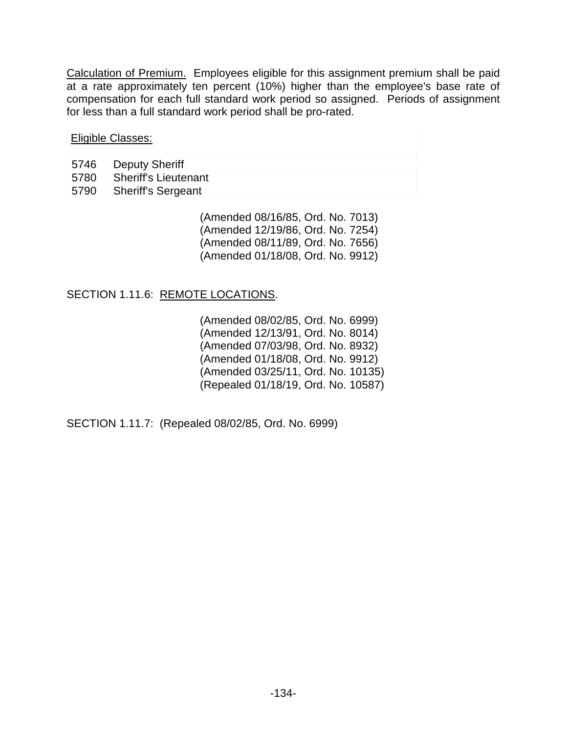Calculation of Premium. Employees eligible for this assignment premium shall be paid at a rate approximately ten percent (10%) higher than the employee's base rate of compensation for each full standard work period so assigned. Periods of assignment for less than a full standard work period shall be pro-rated.

| Eligible Classes: | |
|---|---|
| 5746 | Deputy Sheriff |
| 5780 | Sheriff's Lieutenant |
| 5790 | Sheriff's Sergeant |

(Amended 08/16/85, Ord. No. 7013)
(Amended 12/19/86, Ord. No. 7254)
(Amended 08/11/89, Ord. No. 7656)
(Amended 01/18/08, Ord. No. 9912)

SECTION 1.11.6: REMOTE LOCATIONS.

(Amended 08/02/85, Ord. No. 6999)
(Amended 12/13/91, Ord. No. 8014)
(Amended 07/03/98, Ord. No. 8932)
(Amended 01/18/08, Ord. No. 9912)
(Amended 03/25/11, Ord. No. 10135)
(Repealed 01/18/19, Ord. No. 10587)

SECTION 1.11.7: (Repealed 08/02/85, Ord. No. 6999)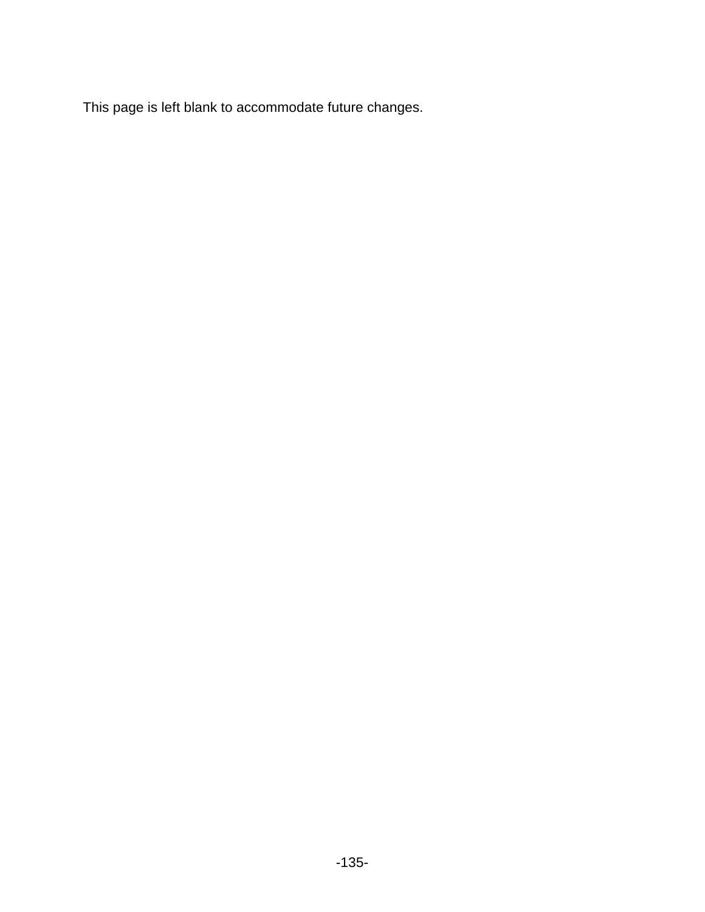This page is left blank to accommodate future changes.